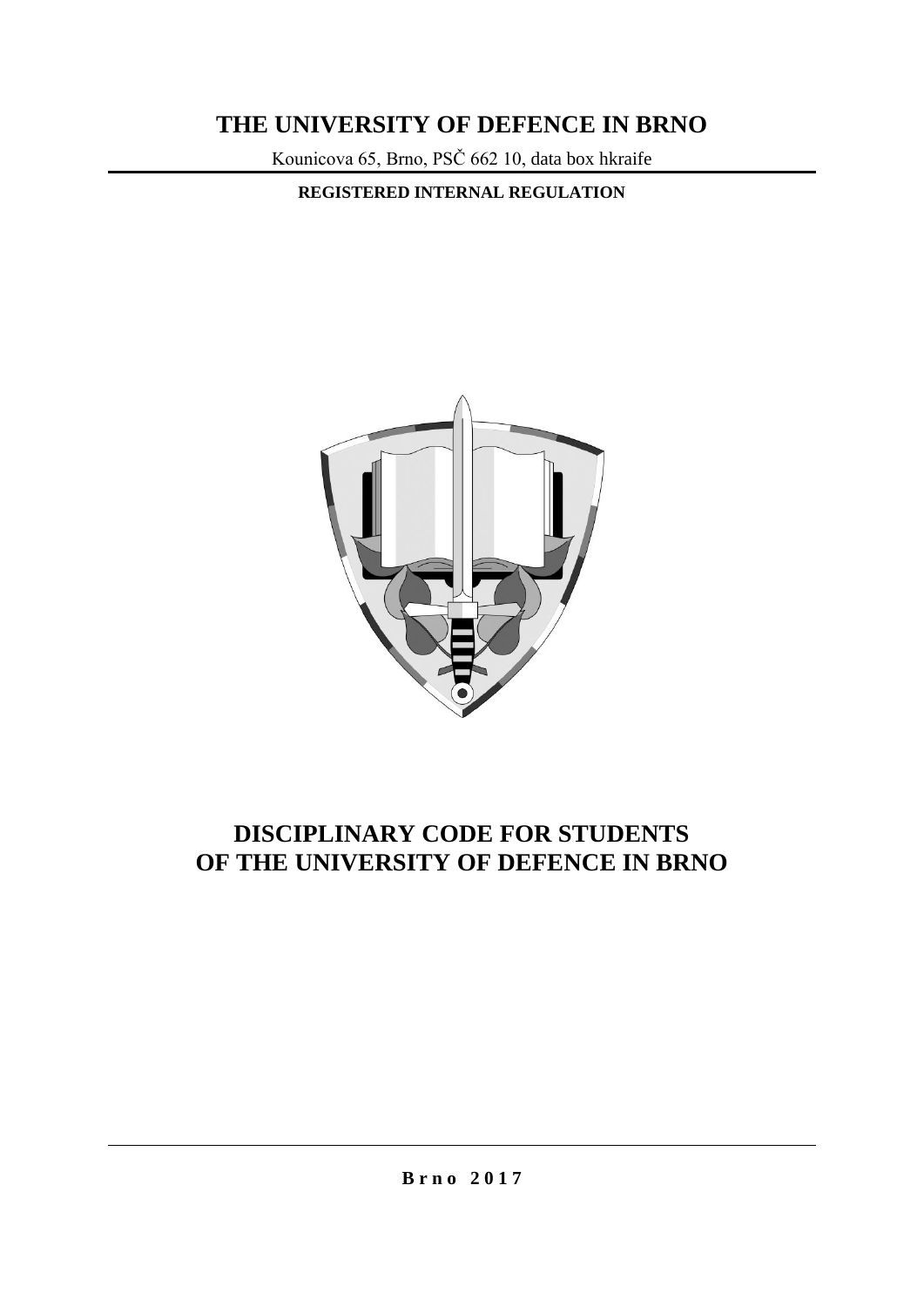# THE UNIVERSITY OF DEFENCE IN BRNO

Kounicova 65, Brno, PSČ 662 10, data box hkraife

**REGISTERED INTERNAL REGULATION**

# DISCIPLINARY CODE FOR STUDENTS OF THE UNIVERSITY OF DEFENCE IN BRNO

**B r n o 2 0 1 7**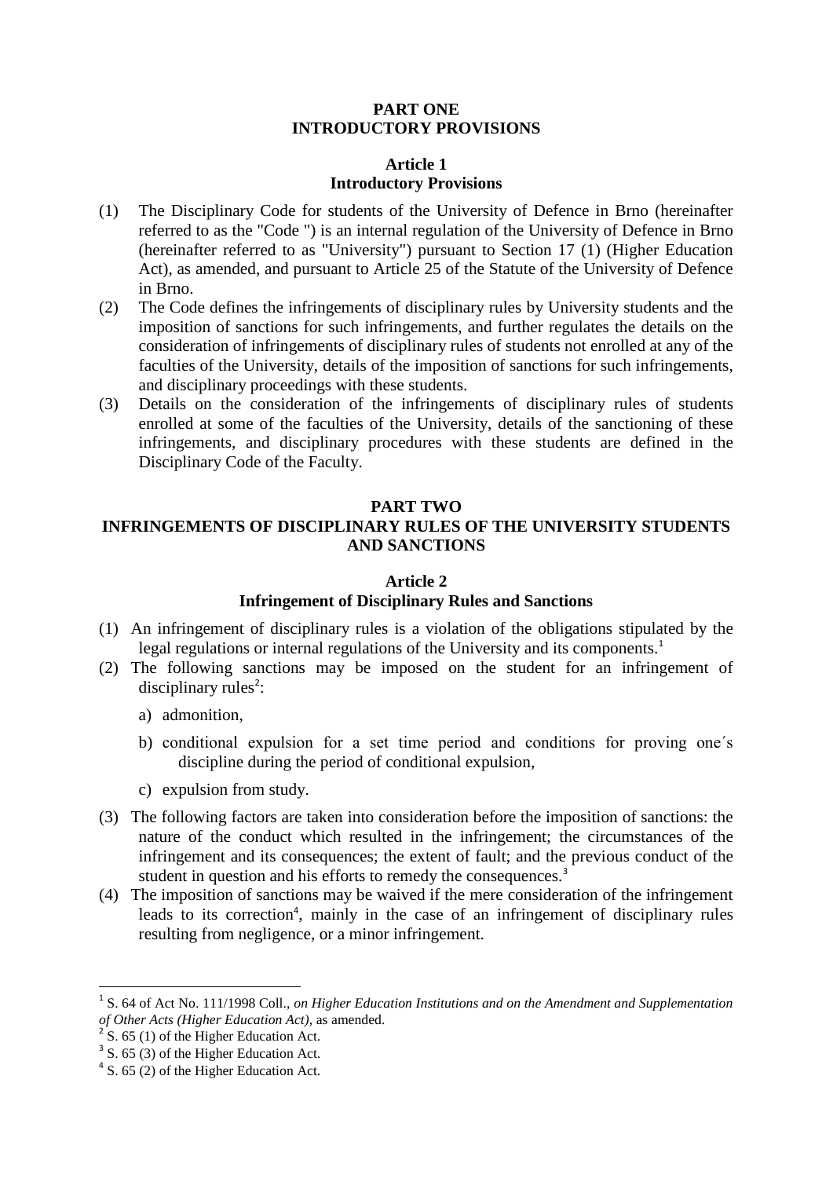# PART ONE
# INTRODUCTORY PROVISIONS

## Article 1
## Introductory Provisions

(1) The Disciplinary Code for students of the University of Defence in Brno (hereinafter referred to as the "Code ") is an internal regulation of the University of Defence in Brno (hereinafter referred to as "University") pursuant to Section 17 (1) (Higher Education Act), as amended, and pursuant to Article 25 of the Statute of the University of Defence in Brno.

(2) The Code defines the infringements of disciplinary rules by University students and the imposition of sanctions for such infringements, and further regulates the details on the consideration of infringements of disciplinary rules of students not enrolled at any of the faculties of the University, details of the imposition of sanctions for such infringements, and disciplinary proceedings with these students.

(3) Details on the consideration of the infringements of disciplinary rules of students enrolled at some of the faculties of the University, details of the sanctioning of these infringements, and disciplinary procedures with these students are defined in the Disciplinary Code of the Faculty.

# PART TWO
# INFRINGEMENTS OF DISCIPLINARY RULES OF THE UNIVERSITY STUDENTS AND SANCTIONS

## Article 2
## Infringement of Disciplinary Rules and Sanctions

(1) An infringement of disciplinary rules is a violation of the obligations stipulated by the legal regulations or internal regulations of the University and its components.[1]

(2) The following sanctions may be imposed on the student for an infringement of disciplinary rules[2]:

   a) admonition,

   b) conditional expulsion for a set time period and conditions for proving one´s discipline during the period of conditional expulsion,

   c) expulsion from study.

(3) The following factors are taken into consideration before the imposition of sanctions: the nature of the conduct which resulted in the infringement; the circumstances of the infringement and its consequences; the extent of fault; and the previous conduct of the student in question and his efforts to remedy the consequences.[3]

(4) The imposition of sanctions may be waived if the mere consideration of the infringement leads to its correction[4], mainly in the case of an infringement of disciplinary rules resulting from negligence, or a minor infringement.

---

[1] S. 64 of Act No. 111/1998 Coll., *on Higher Education Institutions and on the Amendment and Supplementation of Other Acts (Higher Education Act)*, as amended.

[2] S. 65 (1) of the Higher Education Act.

[3] S. 65 (3) of the Higher Education Act.

[4] S. 65 (2) of the Higher Education Act.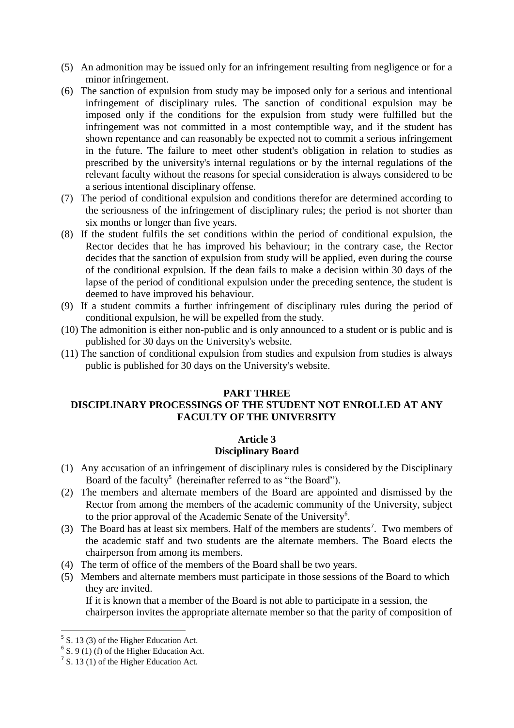(5) An admonition may be issued only for an infringement resulting from negligence or for a minor infringement.

(6) The sanction of expulsion from study may be imposed only for a serious and intentional infringement of disciplinary rules. The sanction of conditional expulsion may be imposed only if the conditions for the expulsion from study were fulfilled but the infringement was not committed in a most contemptible way, and if the student has shown repentance and can reasonably be expected not to commit a serious infringement in the future. The failure to meet other student's obligation in relation to studies as prescribed by the university's internal regulations or by the internal regulations of the relevant faculty without the reasons for special consideration is always considered to be a serious intentional disciplinary offense.

(7) The period of conditional expulsion and conditions therefor are determined according to the seriousness of the infringement of disciplinary rules; the period is not shorter than six months or longer than five years.

(8) If the student fulfils the set conditions within the period of conditional expulsion, the Rector decides that he has improved his behaviour; in the contrary case, the Rector decides that the sanction of expulsion from study will be applied, even during the course of the conditional expulsion. If the dean fails to make a decision within 30 days of the lapse of the period of conditional expulsion under the preceding sentence, the student is deemed to have improved his behaviour.

(9) If a student commits a further infringement of disciplinary rules during the period of conditional expulsion, he will be expelled from the study.

(10) The admonition is either non-public and is only announced to a student or is public and is published for 30 days on the University's website.

(11) The sanction of conditional expulsion from studies and expulsion from studies is always public is published for 30 days on the University's website.

## PART THREE
## DISCIPLINARY PROCESSINGS OF THE STUDENT NOT ENROLLED AT ANY FACULTY OF THE UNIVERSITY

### Article 3
### Disciplinary Board

(1) Any accusation of an infringement of disciplinary rules is considered by the Disciplinary Board of the faculty[5] (hereinafter referred to as "the Board").

(2) The members and alternate members of the Board are appointed and dismissed by the Rector from among the members of the academic community of the University, subject to the prior approval of the Academic Senate of the University[6].

(3) The Board has at least six members. Half of the members are students[7]. Two members of the academic staff and two students are the alternate members. The Board elects the chairperson from among its members.

(4) The term of office of the members of the Board shall be two years.

(5) Members and alternate members must participate in those sessions of the Board to which they are invited.
If it is known that a member of the Board is not able to participate in a session, the chairperson invites the appropriate alternate member so that the parity of composition of

---

[5] S. 13 (3) of the Higher Education Act.
[6] S. 9 (1) (f) of the Higher Education Act.
[7] S. 13 (1) of the Higher Education Act.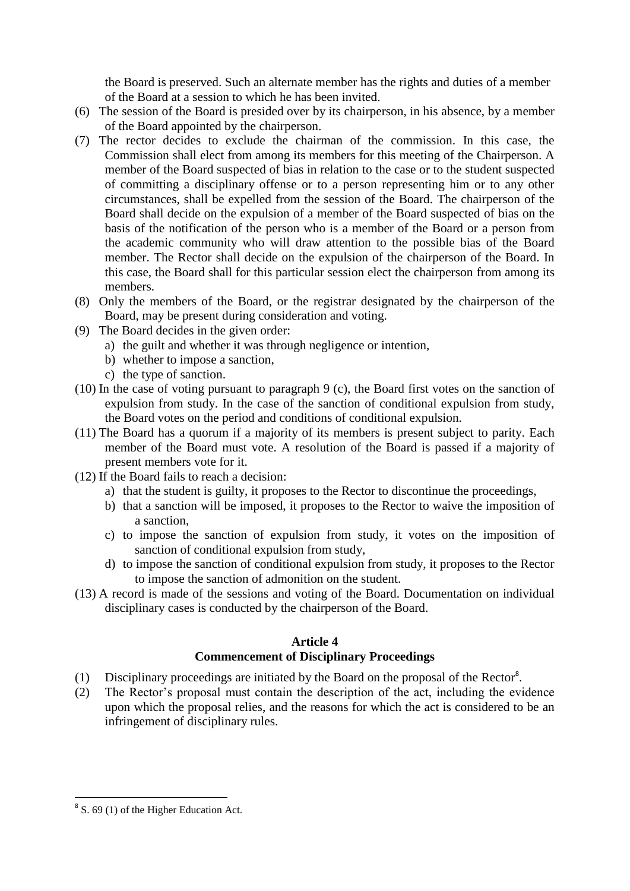the Board is preserved. Such an alternate member has the rights and duties of a member of the Board at a session to which he has been invited.

(6) The session of the Board is presided over by its chairperson, in his absence, by a member of the Board appointed by the chairperson.

(7) The rector decides to exclude the chairman of the commission. In this case, the Commission shall elect from among its members for this meeting of the Chairperson. A member of the Board suspected of bias in relation to the case or to the student suspected of committing a disciplinary offense or to a person representing him or to any other circumstances, shall be expelled from the session of the Board. The chairperson of the Board shall decide on the expulsion of a member of the Board suspected of bias on the basis of the notification of the person who is a member of the Board or a person from the academic community who will draw attention to the possible bias of the Board member. The Rector shall decide on the expulsion of the chairperson of the Board. In this case, the Board shall for this particular session elect the chairperson from among its members.

(8) Only the members of the Board, or the registrar designated by the chairperson of the Board, may be present during consideration and voting.

(9) The Board decides in the given order:
   a) the guilt and whether it was through negligence or intention,
   b) whether to impose a sanction,
   c) the type of sanction.

(10) In the case of voting pursuant to paragraph 9 (c), the Board first votes on the sanction of expulsion from study. In the case of the sanction of conditional expulsion from study, the Board votes on the period and conditions of conditional expulsion.

(11) The Board has a quorum if a majority of its members is present subject to parity. Each member of the Board must vote. A resolution of the Board is passed if a majority of present members vote for it.

(12) If the Board fails to reach a decision:
   a) that the student is guilty, it proposes to the Rector to discontinue the proceedings,
   b) that a sanction will be imposed, it proposes to the Rector to waive the imposition of a sanction,
   c) to impose the sanction of expulsion from study, it votes on the imposition of sanction of conditional expulsion from study,
   d) to impose the sanction of conditional expulsion from study, it proposes to the Rector to impose the sanction of admonition on the student.

(13) A record is made of the sessions and voting of the Board. Documentation on individual disciplinary cases is conducted by the chairperson of the Board.

## Article 4
## Commencement of Disciplinary Proceedings

(1) Disciplinary proceedings are initiated by the Board on the proposal of the Rector[8].

(2) The Rector's proposal must contain the description of the act, including the evidence upon which the proposal relies, and the reasons for which the act is considered to be an infringement of disciplinary rules.

[8] S. 69 (1) of the Higher Education Act.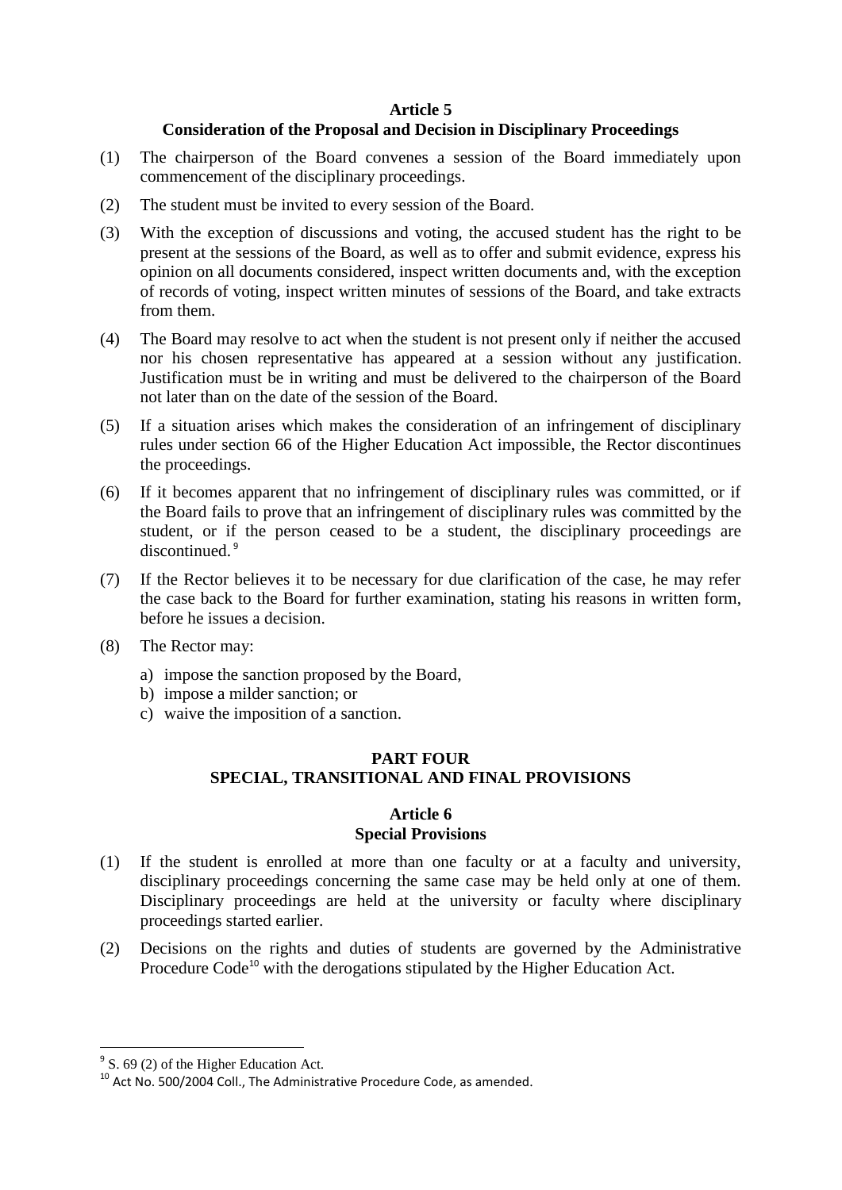## Article 5
### Consideration of the Proposal and Decision in Disciplinary Proceedings

(1) The chairperson of the Board convenes a session of the Board immediately upon commencement of the disciplinary proceedings.

(2) The student must be invited to every session of the Board.

(3) With the exception of discussions and voting, the accused student has the right to be present at the sessions of the Board, as well as to offer and submit evidence, express his opinion on all documents considered, inspect written documents and, with the exception of records of voting, inspect written minutes of sessions of the Board, and take extracts from them.

(4) The Board may resolve to act when the student is not present only if neither the accused nor his chosen representative has appeared at a session without any justification. Justification must be in writing and must be delivered to the chairperson of the Board not later than on the date of the session of the Board.

(5) If a situation arises which makes the consideration of an infringement of disciplinary rules under section 66 of the Higher Education Act impossible, the Rector discontinues the proceedings.

(6) If it becomes apparent that no infringement of disciplinary rules was committed, or if the Board fails to prove that an infringement of disciplinary rules was committed by the student, or if the person ceased to be a student, the disciplinary proceedings are discontinued.[9]

(7) If the Rector believes it to be necessary for due clarification of the case, he may refer the case back to the Board for further examination, stating his reasons in written form, before he issues a decision.

(8) The Rector may:

a) impose the sanction proposed by the Board,
b) impose a milder sanction; or
c) waive the imposition of a sanction.

# PART FOUR
# SPECIAL, TRANSITIONAL AND FINAL PROVISIONS

## Article 6
### Special Provisions

(1) If the student is enrolled at more than one faculty or at a faculty and university, disciplinary proceedings concerning the same case may be held only at one of them. Disciplinary proceedings are held at the university or faculty where disciplinary proceedings started earlier.

(2) Decisions on the rights and duties of students are governed by the Administrative Procedure Code[10] with the derogations stipulated by the Higher Education Act.

---

[9] S. 69 (2) of the Higher Education Act.

[10] Act No. 500/2004 Coll., The Administrative Procedure Code, as amended.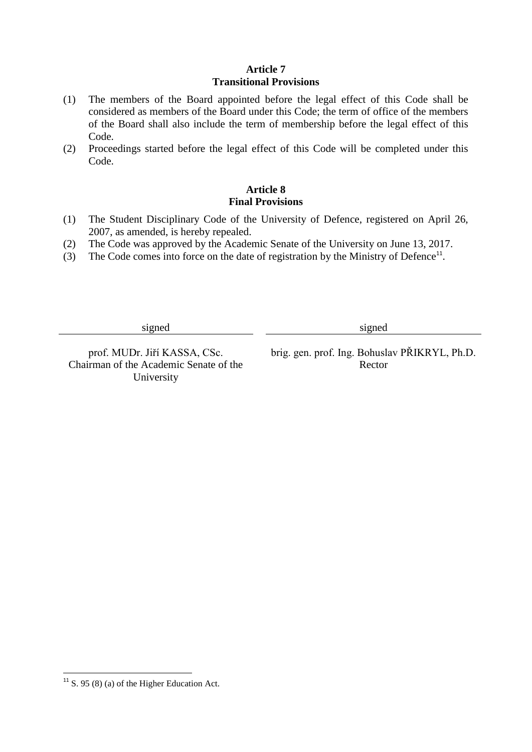## Article 7
## Transitional Provisions

(1) The members of the Board appointed before the legal effect of this Code shall be considered as members of the Board under this Code; the term of office of the members of the Board shall also include the term of membership before the legal effect of this Code.

(2) Proceedings started before the legal effect of this Code will be completed under this Code.

## Article 8
## Final Provisions

(1) The Student Disciplinary Code of the University of Defence, registered on April 26, 2007, as amended, is hereby repealed.

(2) The Code was approved by the Academic Senate of the University on June 13, 2017.

(3) The Code comes into force on the date of registration by the Ministry of Defence[11].

| signed | signed |
|---|---|
| prof. MUDr. Jiří KASSA, CSc. Chairman of the Academic Senate of the University | brig. gen. prof. Ing. Bohuslav PŘIKRYL, Ph.D. Rector |

---

[11] S. 95 (8) (a) of the Higher Education Act.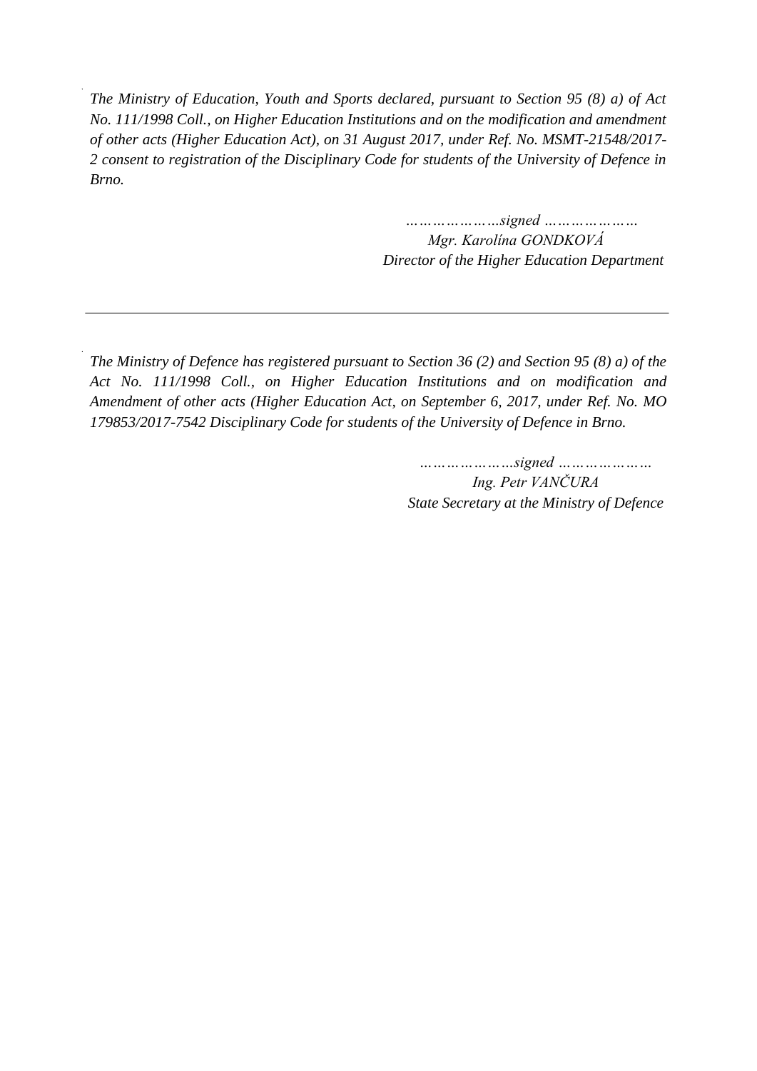*The Ministry of Education, Youth and Sports declared, pursuant to Section 95 (8) a) of Act No. 111/1998 Coll., on Higher Education Institutions and on the modification and amendment of other acts (Higher Education Act), on 31 August 2017, under Ref. No. MSMT-21548/2017-2 consent to registration of the Disciplinary Code for students of the University of Defence in Brno.*

*…………………signed …………………*
*Mgr. Karolína GONDKOVÁ*
*Director of the Higher Education Department*

---

*The Ministry of Defence has registered pursuant to Section 36 (2) and Section 95 (8) a) of the Act No. 111/1998 Coll., on Higher Education Institutions and on modification and Amendment of other acts (Higher Education Act, on September 6, 2017, under Ref. No. MO 179853/2017-7542 Disciplinary Code for students of the University of Defence in Brno.*

*…………………signed …………………*
*Ing. Petr VANČURA*
*State Secretary at the Ministry of Defence*